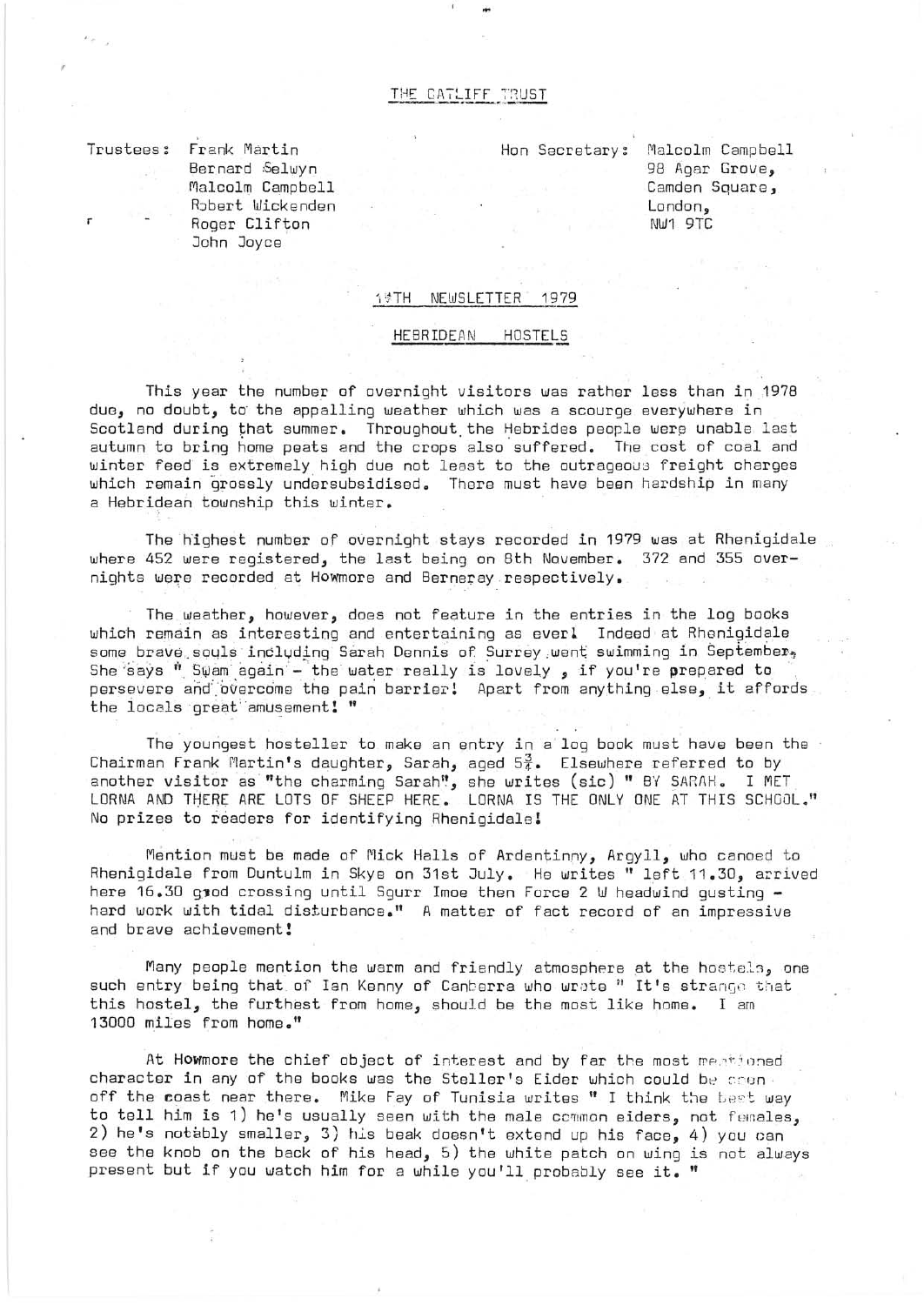# THE GATLIFF TRUST

Trustees: Frank Martin
Bernard Selwyn
Malcolm Campbell
Robert Wickenden
Roger Clifton
John Joyce

Hon Secretary: Malcolm Campbell
98 Agar Grove,
Camden Square,
London,
NW1 9TC

## 14TH NEWSLETTER 1979

## HEBRIDEAN HOSTELS

This year the number of overnight visitors was rather less than in 1978 due, no doubt, to the appalling weather which was a scourge everywhere in Scotland during that summer. Throughout the Hebrides people were unable last autumn to bring home peats and the crops also suffered. The cost of coal and winter feed is extremely high due not least to the outrageous freight charges which remain grossly undersubsidised. There must have been hardship in many a Hebridean township this winter.

The highest number of overnight stays recorded in 1979 was at Rhenigidale where 452 were registered, the last being on 8th November. 372 and 355 overnights were recorded at Howmore and Berneray respectively.

The weather, however, does not feature in the entries in the log books which remain as interesting and entertaining as ever! Indeed at Rhenigidale some brave souls including Sarah Dennis of Surrey went swimming in September. She says " Swam again - the water really is lovely , if you're prepared to persevere and overcome the pain barrier! Apart from anything else, it affords the locals great amusement! "

The youngest hosteller to make an entry in a log book must have been the Chairman Frank Martin's daughter, Sarah, aged 5¾. Elsewhere referred to by another visitor as "the charming Sarah", she writes (sic) " BY SARAH. I MET LORNA AND THERE ARE LOTS OF SHEEP HERE. LORNA IS THE ONLY ONE AT THIS SCHOOL." No prizes to readers for identifying Rhenigidale!

Mention must be made of Mick Halls of Ardentinny, Argyll, who canoed to Rhenigidale from Duntulm in Skye on 31st July. He writes " left 11.30, arrived here 16.30 good crossing until Sgurr Imoe then Force 2 W headwind gusting - hard work with tidal disturbance." A matter of fact record of an impressive and brave achievement!

Many people mention the warm and friendly atmosphere at the hostels, one such entry being that of Ian Kenny of Canberra who wrote " It's strange that this hostel, the furthest from home, should be the most like home. I am 13000 miles from home."

At Howmore the chief object of interest and by far the most mentioned character in any of the books was the Steller's Eider which could be seen off the coast near there. Mike Fey of Tunisia writes " I think the best way to tell him is 1) he's usually seen with the male common eiders, not females, 2) he's notably smaller, 3) his beak doesn't extend up his face, 4) you can see the knob on the back of his head, 5) the white patch on wing is not always present but if you watch him for a while you'll probably see it. "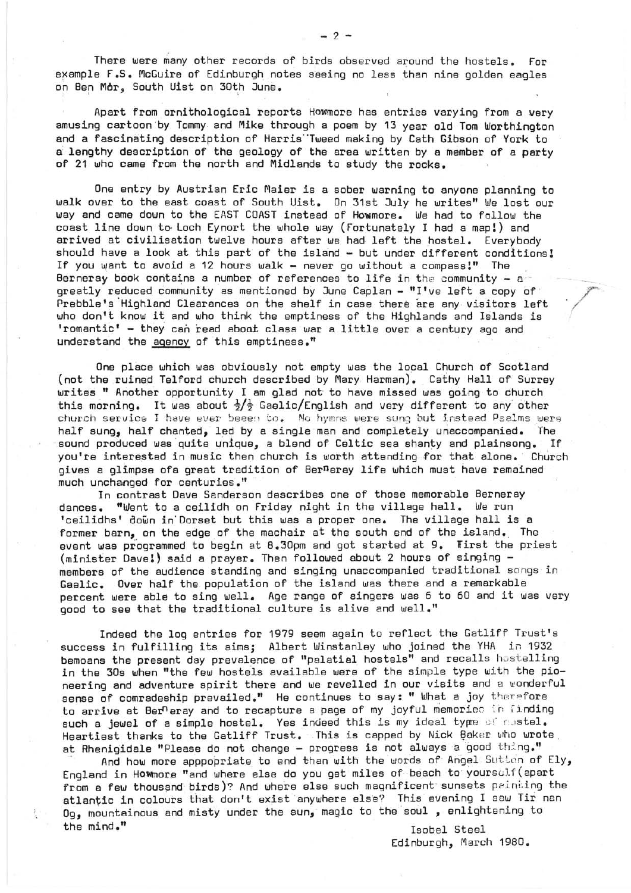There were many other records of birds observed around the hostels. For example F.S. McGuire of Edinburgh notes seeing no less than nine golden eagles on Ben Mór, South Uist on 30th June.

Apart from ornithological reports Howmore has entries varying from a very amusing cartoon by Tommy and Mike through a poem by 13 year old Tom Worthington and a fascinating description of Harris Tweed making by Cath Gibson of York to a lengthy description of the geology of the area written by a member of a party of 21 who came from the north and Midlands to study the rocks.

One entry by Austrian Eric Maier is a sober warning to anyone planning to walk over to the east coast of South Uist. On 31st July he writes" We lost our way and came down to the EAST COAST instead of Howmore. We had to follow the coast line down to Loch Eynort the whole way (Fortunately I had a map!) and arrived at civilisation twelve hours after we had left the hostel. Everybody should have a look at this part of the island - but under different conditions! If you want to avoid a 12 hours walk - never go without a compass!" The Berneray book contains a number of references to life in the community - a greatly reduced community as mentioned by June Caplan - "I've left a copy of Prebble's Highland Clearances on the shelf in case there are any visitors left who don't know it and who think the emptiness of the Highlands and Islands is 'romantic' - they can read about class war a little over a century ago and understand the agency of this emptiness."

One place which was obviously not empty was the local Church of Scotland (not the ruined Telford church described by Mary Harman). Cathy Hall of Surrey writes " Another opportunity I am glad not to have missed was going to church this morning. It was about ½/½ Gaelic/English and very different to any other church service I have ever beeen to. No hymns were sung but instead Psalms were half sung, half chanted, led by a single man and completely unaccompanied. The sound produced was quite unique, a blend of Celtic sea shanty and plainsong. If you're interested in music then church is worth attending for that alone. Church gives a glimpse ofa great tradition of Berneray life which must have remained much unchanged for centuries."

In contrast Dave Sanderson describes one of those memorable Berneray dances. "Went to a ceilidh on Friday night in the village hall. We run 'ceilidhs' down in Dorset but this was a proper one. The village hall is a former barn, on the edge of the machair at the south end of the island. The event was programmed to begin at 8.30pm and got started at 9. First the priest (minister Dave!) said a prayer. Then followed about 2 hours of singing - members of the audience standing and singing unaccompanied traditional songs in Gaelic. Over half the population of the island was there and a remarkable percent were able to sing well. Age range of singers was 6 to 60 and it was very good to see that the traditional culture is alive and well."

Indeed the log entries for 1979 seem again to reflect the Gatliff Trust's success in fulfilling its aims; Albert Winstanley who joined the YHA in 1932 bemoans the present day prevalence of "palatial hostels" and recalls hostelling in the 30s when "the few hostels available were of the simple type with the pioneering and adventure spirit there and we revelled in our visits and a wonderful sense of comradeship prevailed." He continues to say: " What a joy therefore to arrive at Berneray and to recapture a page of my joyful memories in finding such a jewel of a simple hostel. Yes indeed this is my ideal type of hostel. Heartiest thanks to the Gatliff Trust. This is capped by Nick Baker who wrote at Rhenigidale "Please do not change - progress is not always a good thing."

And how more apppopriate to end than with the words of Angel Sutton of Ely, England in Howmore "and where else do you get miles of beach to yourself (apart from a few thousand birds)? And where else such magnificent sunsets painting the atlantic in colours that don't exist anywhere else? This evening I saw Tir nan Og, mountainous and misty under the sun, magic to the soul , enlightening to the mind."

Isobel Steel
Edinburgh, March 1980.